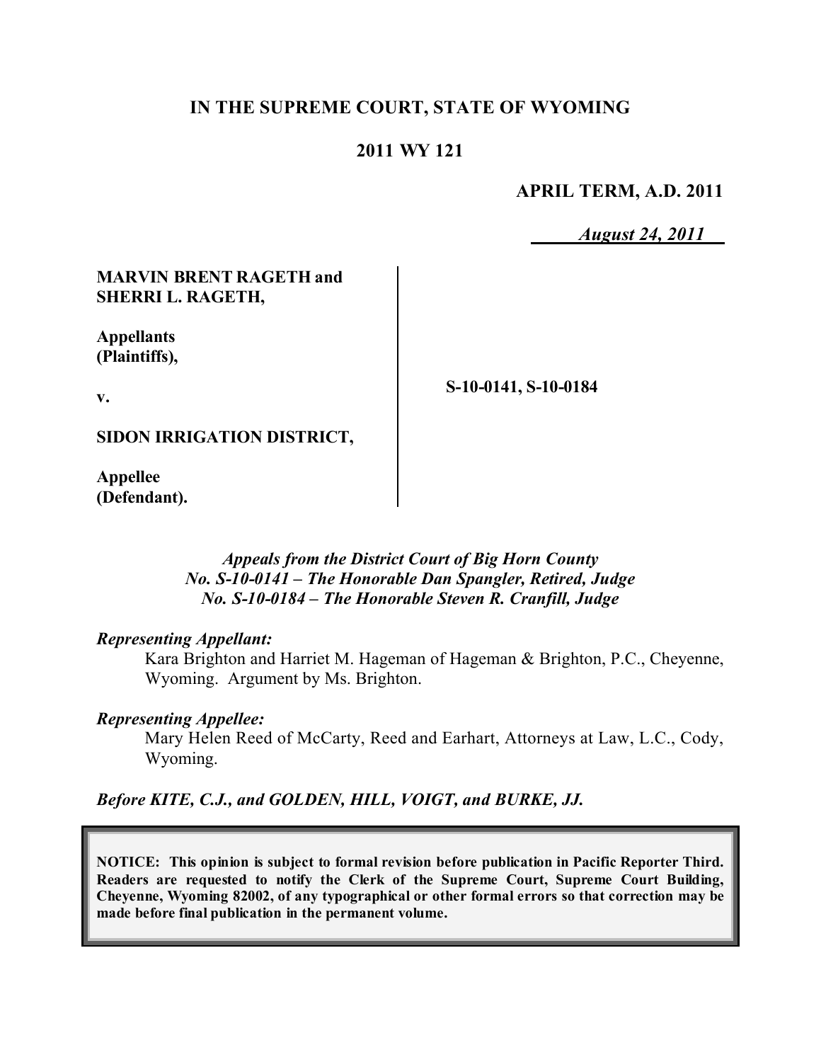# IN THE SUPREME COURT, STATE OF WYOMING

## 2011 WY 121

**APRIL TERM, A.D. 2011**

*August 24, 2011*

**MARVIN BRENT RAGETH and SHERRI L. RAGETH,**

**Appellants (Plaintiffs),**

**v.**

**SIDON IRRIGATION DISTRICT,**

**Appellee (Defendant).**

**S-10-0141, S-10-0184**

*Appeals from the District Court of Big Horn County*
*No. S-10-0141 – The Honorable Dan Spangler, Retired, Judge*
*No. S-10-0184 – The Honorable Steven R. Cranfill, Judge*

*Representing Appellant:*

Kara Brighton and Harriet M. Hageman of Hageman & Brighton, P.C., Cheyenne, Wyoming. Argument by Ms. Brighton.

*Representing Appellee:*

Mary Helen Reed of McCarty, Reed and Earhart, Attorneys at Law, L.C., Cody, Wyoming.

***Before KITE, C.J., and GOLDEN, HILL, VOIGT, and BURKE, JJ.***

**NOTICE: This opinion is subject to formal revision before publication in Pacific Reporter Third. Readers are requested to notify the Clerk of the Supreme Court, Supreme Court Building, Cheyenne, Wyoming 82002, of any typographical or other formal errors so that correction may be made before final publication in the permanent volume.**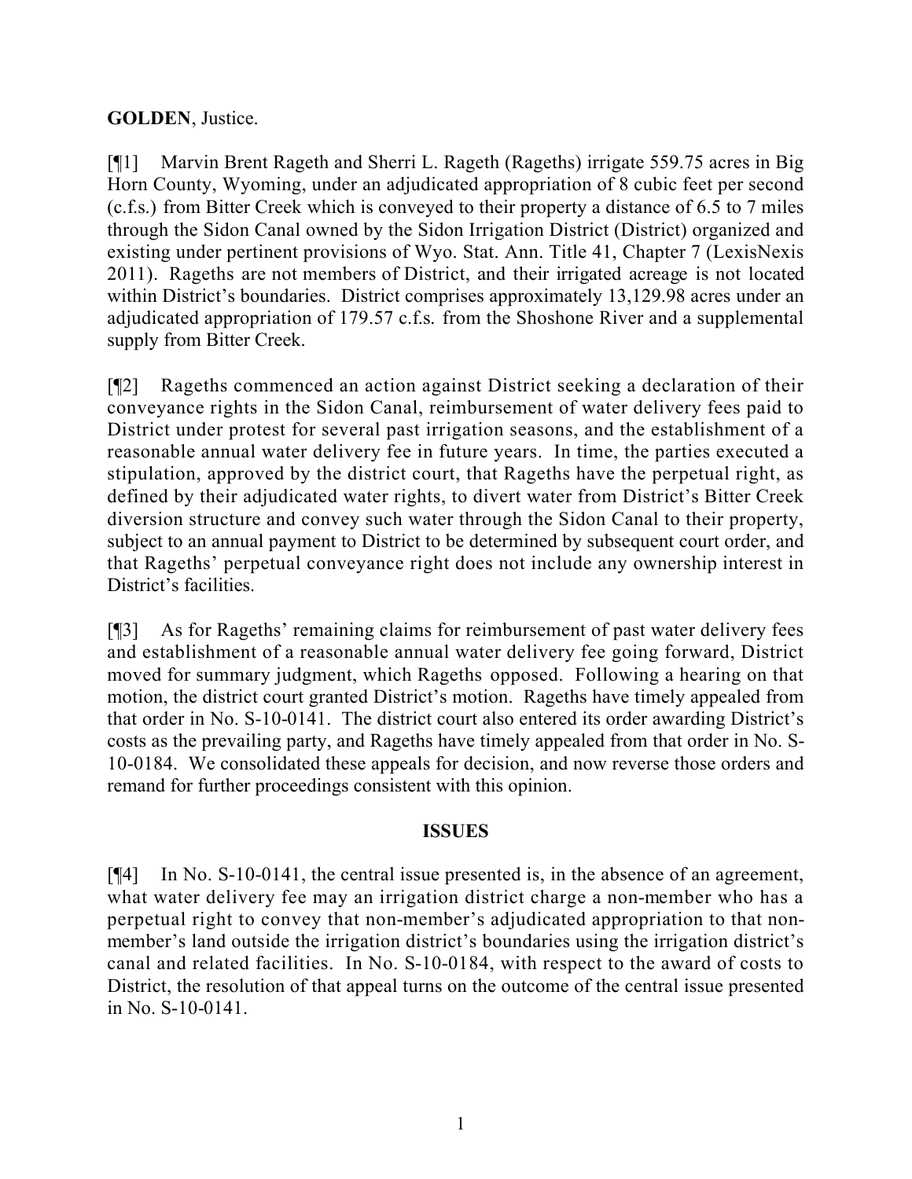**GOLDEN**, Justice.

[¶1] Marvin Brent Rageth and Sherri L. Rageth (Rageths) irrigate 559.75 acres in Big Horn County, Wyoming, under an adjudicated appropriation of 8 cubic feet per second (c.f.s.) from Bitter Creek which is conveyed to their property a distance of 6.5 to 7 miles through the Sidon Canal owned by the Sidon Irrigation District (District) organized and existing under pertinent provisions of Wyo. Stat. Ann. Title 41, Chapter 7 (LexisNexis 2011). Rageths are not members of District, and their irrigated acreage is not located within District's boundaries. District comprises approximately 13,129.98 acres under an adjudicated appropriation of 179.57 c.f.s. from the Shoshone River and a supplemental supply from Bitter Creek.

[¶2] Rageths commenced an action against District seeking a declaration of their conveyance rights in the Sidon Canal, reimbursement of water delivery fees paid to District under protest for several past irrigation seasons, and the establishment of a reasonable annual water delivery fee in future years. In time, the parties executed a stipulation, approved by the district court, that Rageths have the perpetual right, as defined by their adjudicated water rights, to divert water from District's Bitter Creek diversion structure and convey such water through the Sidon Canal to their property, subject to an annual payment to District to be determined by subsequent court order, and that Rageths' perpetual conveyance right does not include any ownership interest in District's facilities.

[¶3] As for Rageths' remaining claims for reimbursement of past water delivery fees and establishment of a reasonable annual water delivery fee going forward, District moved for summary judgment, which Rageths opposed. Following a hearing on that motion, the district court granted District's motion. Rageths have timely appealed from that order in No. S-10-0141. The district court also entered its order awarding District's costs as the prevailing party, and Rageths have timely appealed from that order in No. S-10-0184. We consolidated these appeals for decision, and now reverse those orders and remand for further proceedings consistent with this opinion.

## ISSUES

[¶4] In No. S-10-0141, the central issue presented is, in the absence of an agreement, what water delivery fee may an irrigation district charge a non-member who has a perpetual right to convey that non-member's adjudicated appropriation to that non-member's land outside the irrigation district's boundaries using the irrigation district's canal and related facilities. In No. S-10-0184, with respect to the award of costs to District, the resolution of that appeal turns on the outcome of the central issue presented in No. S-10-0141.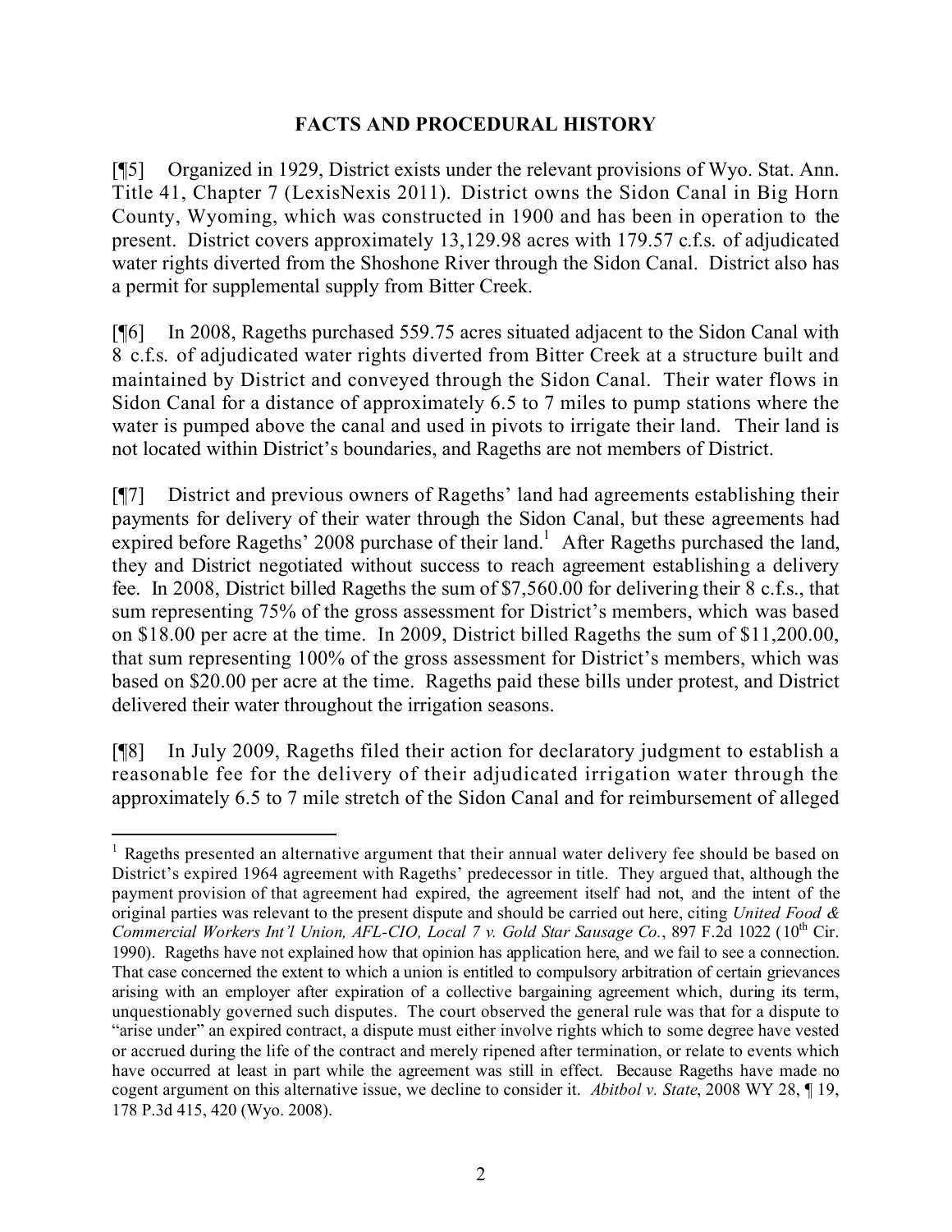## FACTS AND PROCEDURAL HISTORY

[¶5] Organized in 1929, District exists under the relevant provisions of Wyo. Stat. Ann. Title 41, Chapter 7 (LexisNexis 2011). District owns the Sidon Canal in Big Horn County, Wyoming, which was constructed in 1900 and has been in operation to the present. District covers approximately 13,129.98 acres with 179.57 c.f.s. of adjudicated water rights diverted from the Shoshone River through the Sidon Canal. District also has a permit for supplemental supply from Bitter Creek.

[¶6] In 2008, Rageths purchased 559.75 acres situated adjacent to the Sidon Canal with 8 c.f.s. of adjudicated water rights diverted from Bitter Creek at a structure built and maintained by District and conveyed through the Sidon Canal. Their water flows in Sidon Canal for a distance of approximately 6.5 to 7 miles to pump stations where the water is pumped above the canal and used in pivots to irrigate their land. Their land is not located within District's boundaries, and Rageths are not members of District.

[¶7] District and previous owners of Rageths' land had agreements establishing their payments for delivery of their water through the Sidon Canal, but these agreements had expired before Rageths' 2008 purchase of their land.[1] After Rageths purchased the land, they and District negotiated without success to reach agreement establishing a delivery fee. In 2008, District billed Rageths the sum of $7,560.00 for delivering their 8 c.f.s., that sum representing 75% of the gross assessment for District's members, which was based on $18.00 per acre at the time. In 2009, District billed Rageths the sum of $11,200.00, that sum representing 100% of the gross assessment for District's members, which was based on $20.00 per acre at the time. Rageths paid these bills under protest, and District delivered their water throughout the irrigation seasons.

[¶8] In July 2009, Rageths filed their action for declaratory judgment to establish a reasonable fee for the delivery of their adjudicated irrigation water through the approximately 6.5 to 7 mile stretch of the Sidon Canal and for reimbursement of alleged

---

[1] Rageths presented an alternative argument that their annual water delivery fee should be based on District's expired 1964 agreement with Rageths' predecessor in title. They argued that, although the payment provision of that agreement had expired, the agreement itself had not, and the intent of the original parties was relevant to the present dispute and should be carried out here, citing *United Food & Commercial Workers Int'l Union, AFL-CIO, Local 7 v. Gold Star Sausage Co.*, 897 F.2d 1022 (10th Cir. 1990). Rageths have not explained how that opinion has application here, and we fail to see a connection. That case concerned the extent to which a union is entitled to compulsory arbitration of certain grievances arising with an employer after expiration of a collective bargaining agreement which, during its term, unquestionably governed such disputes. The court observed the general rule was that for a dispute to "arise under" an expired contract, a dispute must either involve rights which to some degree have vested or accrued during the life of the contract and merely ripened after termination, or relate to events which have occurred at least in part while the agreement was still in effect. Because Rageths have made no cogent argument on this alternative issue, we decline to consider it. *Abitbol v. State*, 2008 WY 28, ¶ 19, 178 P.3d 415, 420 (Wyo. 2008).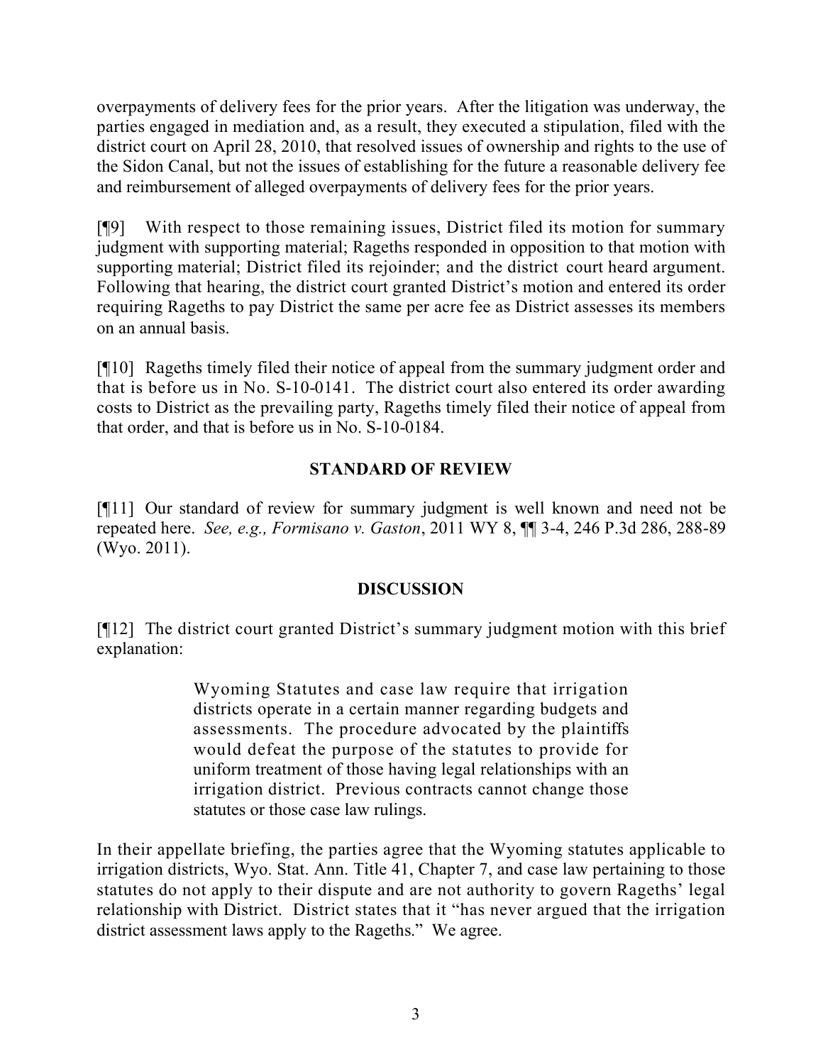overpayments of delivery fees for the prior years. After the litigation was underway, the parties engaged in mediation and, as a result, they executed a stipulation, filed with the district court on April 28, 2010, that resolved issues of ownership and rights to the use of the Sidon Canal, but not the issues of establishing for the future a reasonable delivery fee and reimbursement of alleged overpayments of delivery fees for the prior years.

[¶9] With respect to those remaining issues, District filed its motion for summary judgment with supporting material; Rageths responded in opposition to that motion with supporting material; District filed its rejoinder; and the district court heard argument. Following that hearing, the district court granted District's motion and entered its order requiring Rageths to pay District the same per acre fee as District assesses its members on an annual basis.

[¶10] Rageths timely filed their notice of appeal from the summary judgment order and that is before us in No. S-10-0141. The district court also entered its order awarding costs to District as the prevailing party, Rageths timely filed their notice of appeal from that order, and that is before us in No. S-10-0184.

## STANDARD OF REVIEW

[¶11] Our standard of review for summary judgment is well known and need not be repeated here. *See, e.g., Formisano v. Gaston*, 2011 WY 8, ¶¶ 3-4, 246 P.3d 286, 288-89 (Wyo. 2011).

## DISCUSSION

[¶12] The district court granted District's summary judgment motion with this brief explanation:

> Wyoming Statutes and case law require that irrigation districts operate in a certain manner regarding budgets and assessments. The procedure advocated by the plaintiffs would defeat the purpose of the statutes to provide for uniform treatment of those having legal relationships with an irrigation district. Previous contracts cannot change those statutes or those case law rulings.

In their appellate briefing, the parties agree that the Wyoming statutes applicable to irrigation districts, Wyo. Stat. Ann. Title 41, Chapter 7, and case law pertaining to those statutes do not apply to their dispute and are not authority to govern Rageths' legal relationship with District. District states that it "has never argued that the irrigation district assessment laws apply to the Rageths." We agree.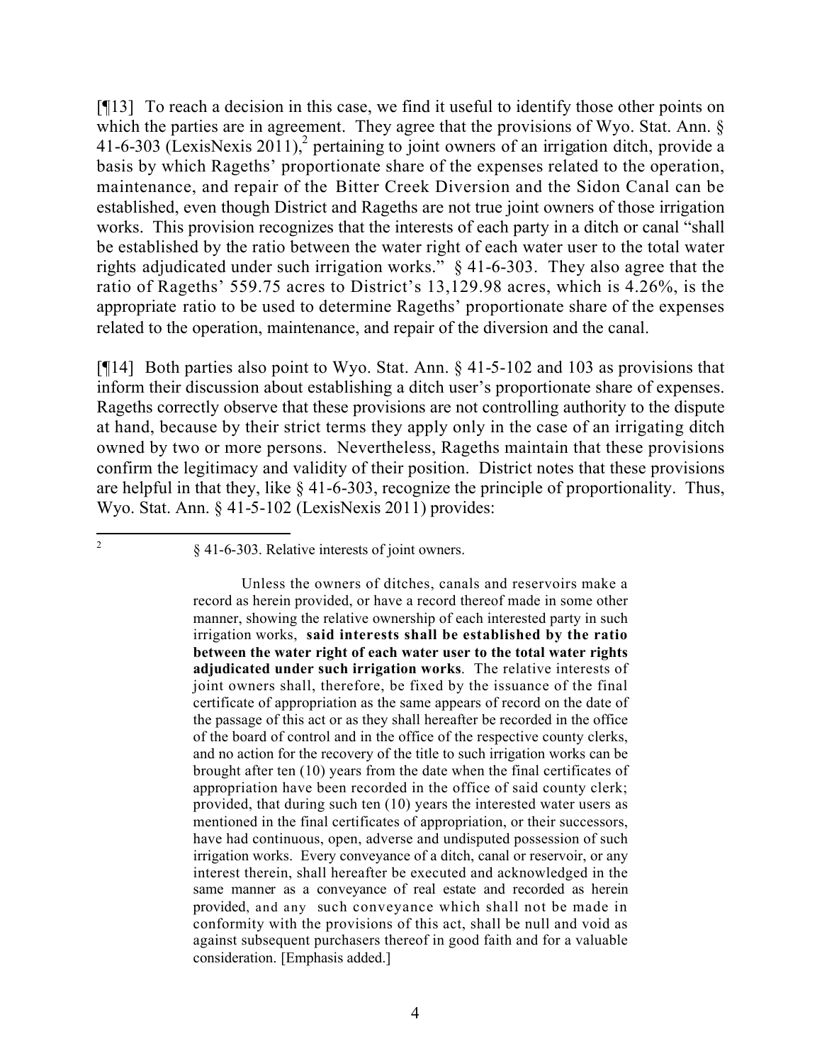[¶13] To reach a decision in this case, we find it useful to identify those other points on which the parties are in agreement. They agree that the provisions of Wyo. Stat. Ann. § 41-6-303 (LexisNexis 2011),[2] pertaining to joint owners of an irrigation ditch, provide a basis by which Rageths' proportionate share of the expenses related to the operation, maintenance, and repair of the Bitter Creek Diversion and the Sidon Canal can be established, even though District and Rageths are not true joint owners of those irrigation works. This provision recognizes that the interests of each party in a ditch or canal "shall be established by the ratio between the water right of each water user to the total water rights adjudicated under such irrigation works." § 41-6-303. They also agree that the ratio of Rageths' 559.75 acres to District's 13,129.98 acres, which is 4.26%, is the appropriate ratio to be used to determine Rageths' proportionate share of the expenses related to the operation, maintenance, and repair of the diversion and the canal.

[¶14] Both parties also point to Wyo. Stat. Ann. § 41-5-102 and 103 as provisions that inform their discussion about establishing a ditch user's proportionate share of expenses. Rageths correctly observe that these provisions are not controlling authority to the dispute at hand, because by their strict terms they apply only in the case of an irrigating ditch owned by two or more persons. Nevertheless, Rageths maintain that these provisions confirm the legitimacy and validity of their position. District notes that these provisions are helpful in that they, like § 41-6-303, recognize the principle of proportionality. Thus, Wyo. Stat. Ann. § 41-5-102 (LexisNexis 2011) provides:

---

[2] § 41-6-303. Relative interests of joint owners.

> Unless the owners of ditches, canals and reservoirs make a record as herein provided, or have a record thereof made in some other manner, showing the relative ownership of each interested party in such irrigation works, **said interests shall be established by the ratio between the water right of each water user to the total water rights adjudicated under such irrigation works**. The relative interests of joint owners shall, therefore, be fixed by the issuance of the final certificate of appropriation as the same appears of record on the date of the passage of this act or as they shall hereafter be recorded in the office of the board of control and in the office of the respective county clerks, and no action for the recovery of the title to such irrigation works can be brought after ten (10) years from the date when the final certificates of appropriation have been recorded in the office of said county clerk; provided, that during such ten (10) years the interested water users as mentioned in the final certificates of appropriation, or their successors, have had continuous, open, adverse and undisputed possession of such irrigation works. Every conveyance of a ditch, canal or reservoir, or any interest therein, shall hereafter be executed and acknowledged in the same manner as a conveyance of real estate and recorded as herein provided, and any such conveyance which shall not be made in conformity with the provisions of this act, shall be null and void as against subsequent purchasers thereof in good faith and for a valuable consideration. [Emphasis added.]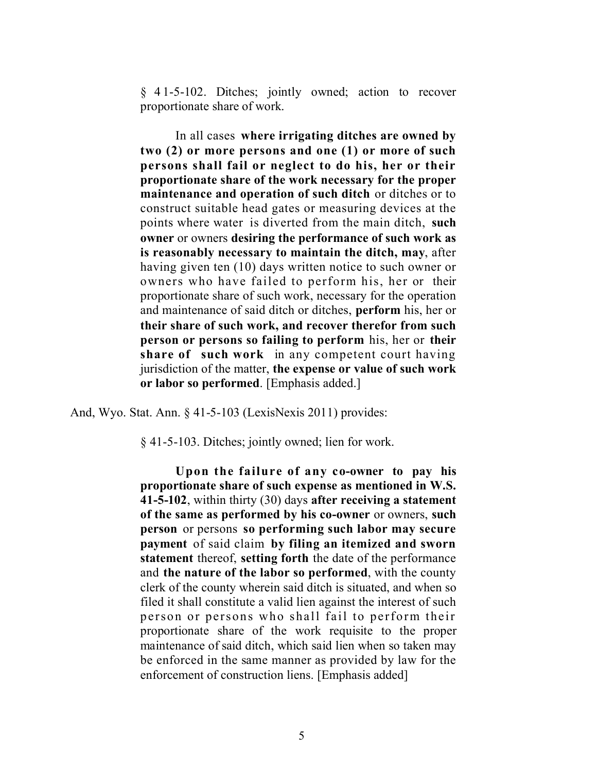> § 41-5-102. Ditches; jointly owned; action to recover proportionate share of work.
>
> In all cases **where irrigating ditches are owned by two (2) or more persons and one (1) or more of such persons shall fail or neglect to do his, her or their proportionate share of the work necessary for the proper maintenance and operation of such ditch** or ditches or to construct suitable head gates or measuring devices at the points where water is diverted from the main ditch, **such owner** or owners **desiring the performance of such work as is reasonably necessary to maintain the ditch, may**, after having given ten (10) days written notice to such owner or owners who have failed to perform his, her or their proportionate share of such work, necessary for the operation and maintenance of said ditch or ditches, **perform** his, her or **their share of such work, and recover therefor from such person or persons so failing to perform** his, her or **their share of such work** in any competent court having jurisdiction of the matter, **the expense or value of such work or labor so performed**. [Emphasis added.]

And, Wyo. Stat. Ann. § 41-5-103 (LexisNexis 2011) provides:

> § 41-5-103. Ditches; jointly owned; lien for work.
>
> **Upon the failure of any co-owner to pay his proportionate share of such expense as mentioned in W.S. 41-5-102**, within thirty (30) days **after receiving a statement of the same as performed by his co-owner** or owners, **such person** or persons **so performing such labor may secure payment** of said claim **by filing an itemized and sworn statement** thereof, **setting forth** the date of the performance and **the nature of the labor so performed**, with the county clerk of the county wherein said ditch is situated, and when so filed it shall constitute a valid lien against the interest of such person or persons who shall fail to perform their proportionate share of the work requisite to the proper maintenance of said ditch, which said lien when so taken may be enforced in the same manner as provided by law for the enforcement of construction liens. [Emphasis added]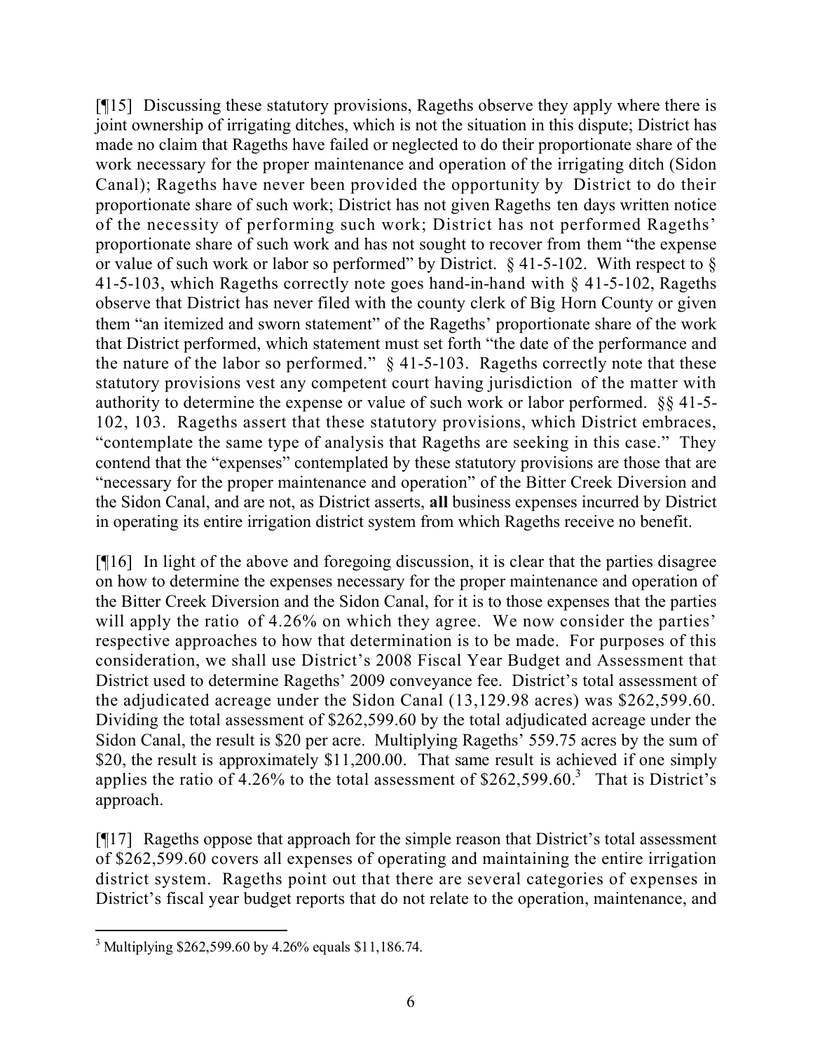[¶15] Discussing these statutory provisions, Rageths observe they apply where there is joint ownership of irrigating ditches, which is not the situation in this dispute; District has made no claim that Rageths have failed or neglected to do their proportionate share of the work necessary for the proper maintenance and operation of the irrigating ditch (Sidon Canal); Rageths have never been provided the opportunity by District to do their proportionate share of such work; District has not given Rageths ten days written notice of the necessity of performing such work; District has not performed Rageths' proportionate share of such work and has not sought to recover from them "the expense or value of such work or labor so performed" by District. § 41-5-102. With respect to § 41-5-103, which Rageths correctly note goes hand-in-hand with § 41-5-102, Rageths observe that District has never filed with the county clerk of Big Horn County or given them "an itemized and sworn statement" of the Rageths' proportionate share of the work that District performed, which statement must set forth "the date of the performance and the nature of the labor so performed." § 41-5-103. Rageths correctly note that these statutory provisions vest any competent court having jurisdiction of the matter with authority to determine the expense or value of such work or labor performed. §§ 41-5-102, 103. Rageths assert that these statutory provisions, which District embraces, "contemplate the same type of analysis that Rageths are seeking in this case." They contend that the "expenses" contemplated by these statutory provisions are those that are "necessary for the proper maintenance and operation" of the Bitter Creek Diversion and the Sidon Canal, and are not, as District asserts, **all** business expenses incurred by District in operating its entire irrigation district system from which Rageths receive no benefit.

[¶16] In light of the above and foregoing discussion, it is clear that the parties disagree on how to determine the expenses necessary for the proper maintenance and operation of the Bitter Creek Diversion and the Sidon Canal, for it is to those expenses that the parties will apply the ratio of 4.26% on which they agree. We now consider the parties' respective approaches to how that determination is to be made. For purposes of this consideration, we shall use District's 2008 Fiscal Year Budget and Assessment that District used to determine Rageths' 2009 conveyance fee. District's total assessment of the adjudicated acreage under the Sidon Canal (13,129.98 acres) was $262,599.60. Dividing the total assessment of $262,599.60 by the total adjudicated acreage under the Sidon Canal, the result is $20 per acre. Multiplying Rageths' 559.75 acres by the sum of $20, the result is approximately $11,200.00. That same result is achieved if one simply applies the ratio of 4.26% to the total assessment of $262,599.60.[3] That is District's approach.

[¶17] Rageths oppose that approach for the simple reason that District's total assessment of $262,599.60 covers all expenses of operating and maintaining the entire irrigation district system. Rageths point out that there are several categories of expenses in District's fiscal year budget reports that do not relate to the operation, maintenance, and

---

[3] Multiplying $262,599.60 by 4.26% equals $11,186.74.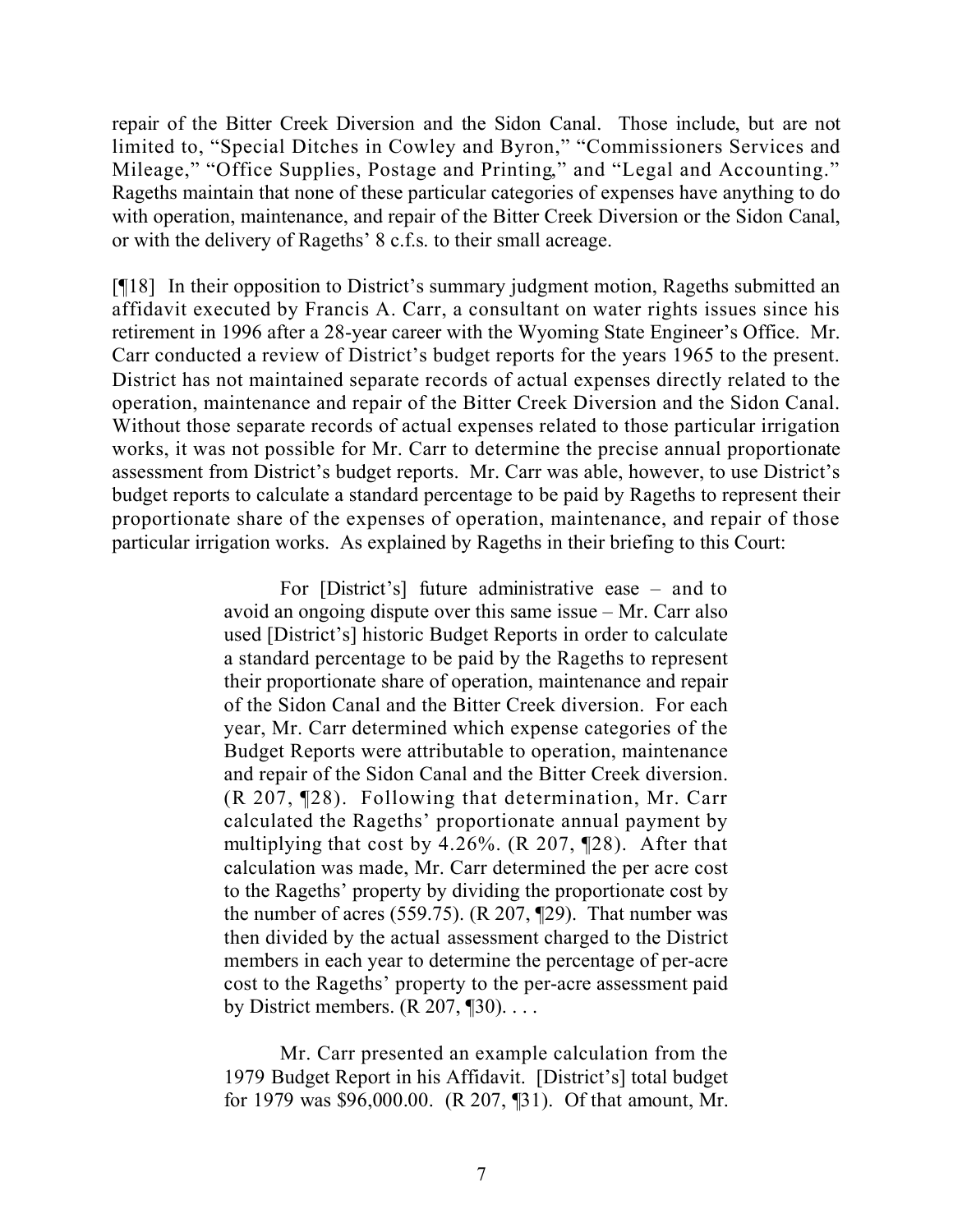repair of the Bitter Creek Diversion and the Sidon Canal. Those include, but are not limited to, "Special Ditches in Cowley and Byron," "Commissioners Services and Mileage," "Office Supplies, Postage and Printing," and "Legal and Accounting." Rageths maintain that none of these particular categories of expenses have anything to do with operation, maintenance, and repair of the Bitter Creek Diversion or the Sidon Canal, or with the delivery of Rageths' 8 c.f.s. to their small acreage.

[¶18] In their opposition to District's summary judgment motion, Rageths submitted an affidavit executed by Francis A. Carr, a consultant on water rights issues since his retirement in 1996 after a 28-year career with the Wyoming State Engineer's Office. Mr. Carr conducted a review of District's budget reports for the years 1965 to the present. District has not maintained separate records of actual expenses directly related to the operation, maintenance and repair of the Bitter Creek Diversion and the Sidon Canal. Without those separate records of actual expenses related to those particular irrigation works, it was not possible for Mr. Carr to determine the precise annual proportionate assessment from District's budget reports. Mr. Carr was able, however, to use District's budget reports to calculate a standard percentage to be paid by Rageths to represent their proportionate share of the expenses of operation, maintenance, and repair of those particular irrigation works. As explained by Rageths in their briefing to this Court:

> For [District's] future administrative ease – and to avoid an ongoing dispute over this same issue – Mr. Carr also used [District's] historic Budget Reports in order to calculate a standard percentage to be paid by the Rageths to represent their proportionate share of operation, maintenance and repair of the Sidon Canal and the Bitter Creek diversion. For each year, Mr. Carr determined which expense categories of the Budget Reports were attributable to operation, maintenance and repair of the Sidon Canal and the Bitter Creek diversion. (R 207, ¶28). Following that determination, Mr. Carr calculated the Rageths' proportionate annual payment by multiplying that cost by 4.26%. (R 207, ¶28). After that calculation was made, Mr. Carr determined the per acre cost to the Rageths' property by dividing the proportionate cost by the number of acres (559.75). (R 207, ¶29). That number was then divided by the actual assessment charged to the District members in each year to determine the percentage of per-acre cost to the Rageths' property to the per-acre assessment paid by District members. (R 207, ¶30). . . .
>
> Mr. Carr presented an example calculation from the 1979 Budget Report in his Affidavit. [District's] total budget for 1979 was $96,000.00. (R 207, ¶31). Of that amount, Mr.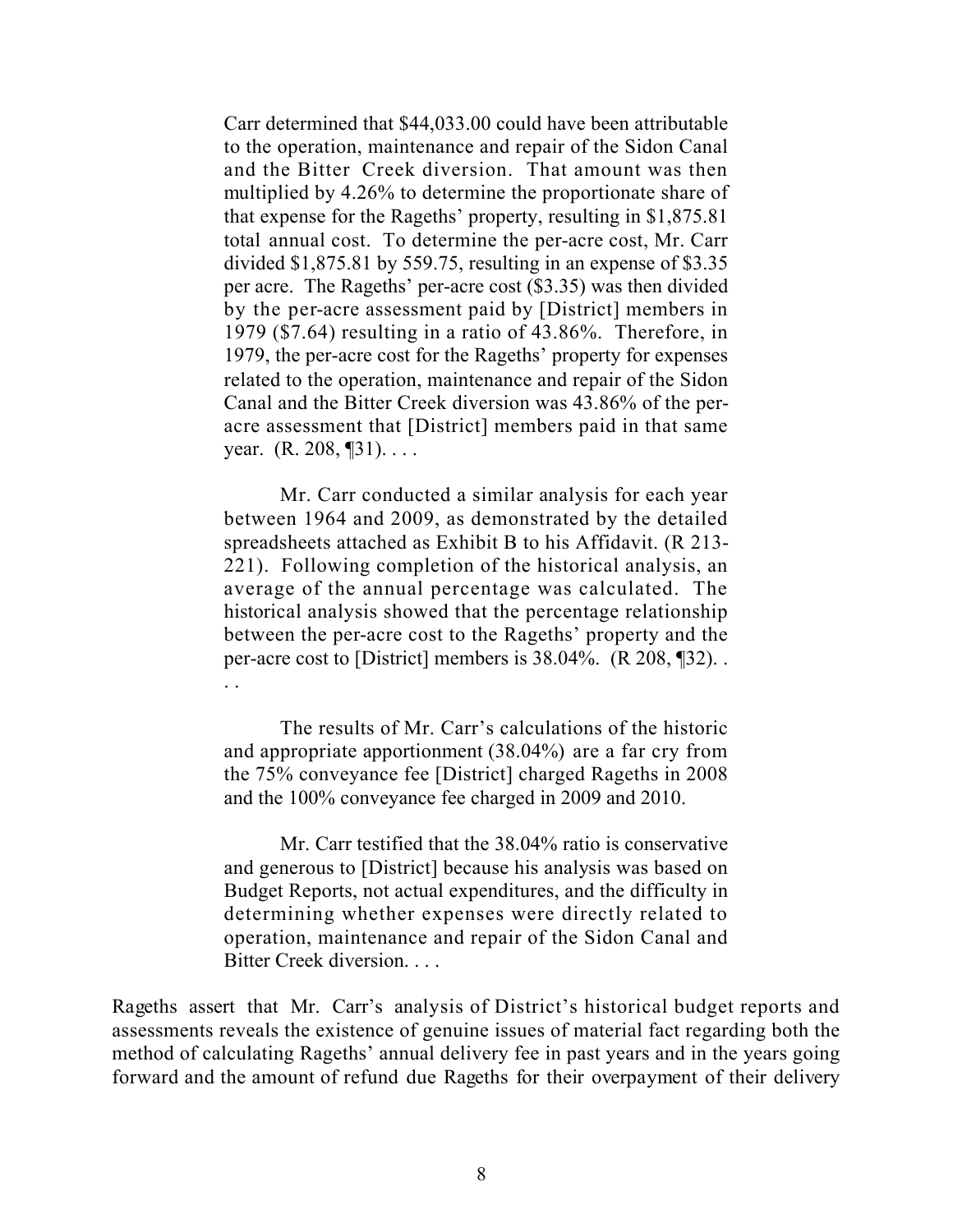> Carr determined that $44,033.00 could have been attributable to the operation, maintenance and repair of the Sidon Canal and the Bitter Creek diversion. That amount was then multiplied by 4.26% to determine the proportionate share of that expense for the Rageths' property, resulting in $1,875.81 total annual cost. To determine the per-acre cost, Mr. Carr divided $1,875.81 by 559.75, resulting in an expense of $3.35 per acre. The Rageths' per-acre cost ($3.35) was then divided by the per-acre assessment paid by [District] members in 1979 ($7.64) resulting in a ratio of 43.86%. Therefore, in 1979, the per-acre cost for the Rageths' property for expenses related to the operation, maintenance and repair of the Sidon Canal and the Bitter Creek diversion was 43.86% of the per-acre assessment that [District] members paid in that same year. (R. 208, ¶31). . . .
>
> Mr. Carr conducted a similar analysis for each year between 1964 and 2009, as demonstrated by the detailed spreadsheets attached as Exhibit B to his Affidavit. (R 213-221). Following completion of the historical analysis, an average of the annual percentage was calculated. The historical analysis showed that the percentage relationship between the per-acre cost to the Rageths' property and the per-acre cost to [District] members is 38.04%. (R 208, ¶32). . . .
>
> The results of Mr. Carr's calculations of the historic and appropriate apportionment (38.04%) are a far cry from the 75% conveyance fee [District] charged Rageths in 2008 and the 100% conveyance fee charged in 2009 and 2010.
>
> Mr. Carr testified that the 38.04% ratio is conservative and generous to [District] because his analysis was based on Budget Reports, not actual expenditures, and the difficulty in determining whether expenses were directly related to operation, maintenance and repair of the Sidon Canal and Bitter Creek diversion. . . .

Rageths assert that Mr. Carr's analysis of District's historical budget reports and assessments reveals the existence of genuine issues of material fact regarding both the method of calculating Rageths' annual delivery fee in past years and in the years going forward and the amount of refund due Rageths for their overpayment of their delivery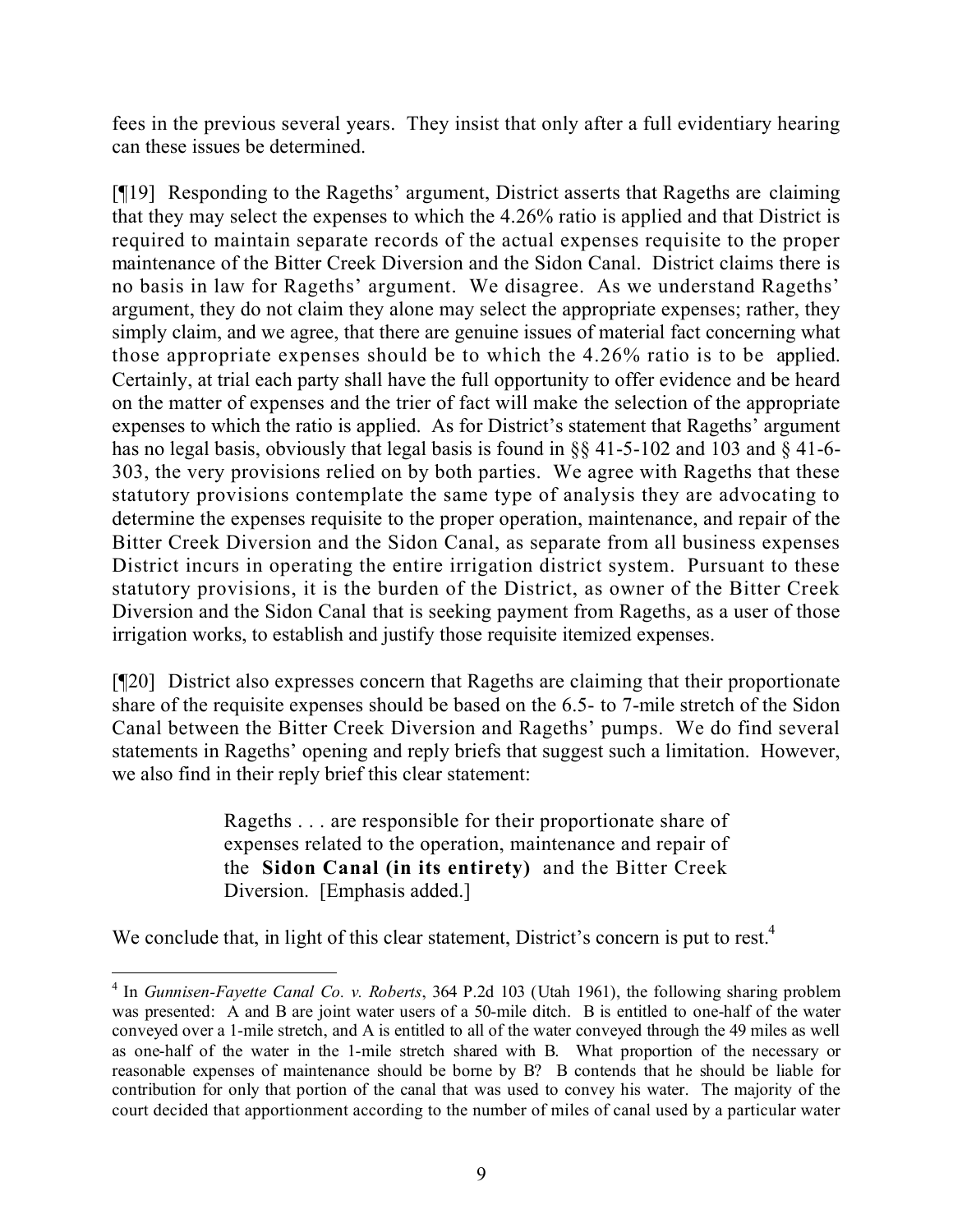fees in the previous several years. They insist that only after a full evidentiary hearing can these issues be determined.

[¶19] Responding to the Rageths' argument, District asserts that Rageths are claiming that they may select the expenses to which the 4.26% ratio is applied and that District is required to maintain separate records of the actual expenses requisite to the proper maintenance of the Bitter Creek Diversion and the Sidon Canal. District claims there is no basis in law for Rageths' argument. We disagree. As we understand Rageths' argument, they do not claim they alone may select the appropriate expenses; rather, they simply claim, and we agree, that there are genuine issues of material fact concerning what those appropriate expenses should be to which the 4.26% ratio is to be applied. Certainly, at trial each party shall have the full opportunity to offer evidence and be heard on the matter of expenses and the trier of fact will make the selection of the appropriate expenses to which the ratio is applied. As for District's statement that Rageths' argument has no legal basis, obviously that legal basis is found in §§ 41-5-102 and 103 and § 41-6-303, the very provisions relied on by both parties. We agree with Rageths that these statutory provisions contemplate the same type of analysis they are advocating to determine the expenses requisite to the proper operation, maintenance, and repair of the Bitter Creek Diversion and the Sidon Canal, as separate from all business expenses District incurs in operating the entire irrigation district system. Pursuant to these statutory provisions, it is the burden of the District, as owner of the Bitter Creek Diversion and the Sidon Canal that is seeking payment from Rageths, as a user of those irrigation works, to establish and justify those requisite itemized expenses.

[¶20] District also expresses concern that Rageths are claiming that their proportionate share of the requisite expenses should be based on the 6.5- to 7-mile stretch of the Sidon Canal between the Bitter Creek Diversion and Rageths' pumps. We do find several statements in Rageths' opening and reply briefs that suggest such a limitation. However, we also find in their reply brief this clear statement:

> Rageths . . . are responsible for their proportionate share of expenses related to the operation, maintenance and repair of the **Sidon Canal (in its entirety)** and the Bitter Creek Diversion. [Emphasis added.]

We conclude that, in light of this clear statement, District's concern is put to rest.[4]

---

[4] In *Gunnisen-Fayette Canal Co. v. Roberts*, 364 P.2d 103 (Utah 1961), the following sharing problem was presented: A and B are joint water users of a 50-mile ditch. B is entitled to one-half of the water conveyed over a 1-mile stretch, and A is entitled to all of the water conveyed through the 49 miles as well as one-half of the water in the 1-mile stretch shared with B. What proportion of the necessary or reasonable expenses of maintenance should be borne by B? B contends that he should be liable for contribution for only that portion of the canal that was used to convey his water. The majority of the court decided that apportionment according to the number of miles of canal used by a particular water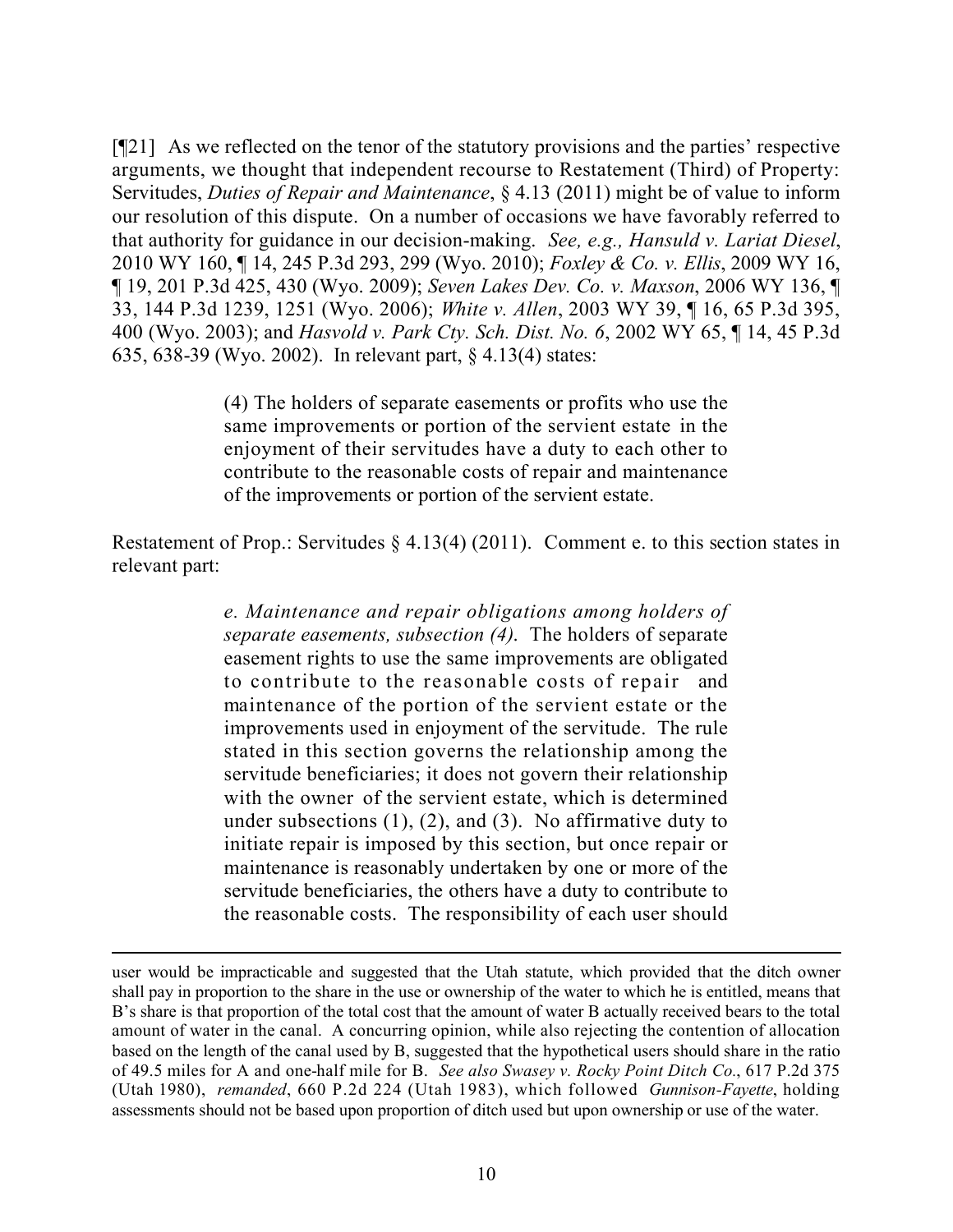[¶21] As we reflected on the tenor of the statutory provisions and the parties' respective arguments, we thought that independent recourse to Restatement (Third) of Property: Servitudes, *Duties of Repair and Maintenance*, § 4.13 (2011) might be of value to inform our resolution of this dispute. On a number of occasions we have favorably referred to that authority for guidance in our decision-making. *See, e.g., Hansuld v. Lariat Diesel*, 2010 WY 160, ¶ 14, 245 P.3d 293, 299 (Wyo. 2010); *Foxley & Co. v. Ellis*, 2009 WY 16, ¶ 19, 201 P.3d 425, 430 (Wyo. 2009); *Seven Lakes Dev. Co. v. Maxson*, 2006 WY 136, ¶ 33, 144 P.3d 1239, 1251 (Wyo. 2006); *White v. Allen*, 2003 WY 39, ¶ 16, 65 P.3d 395, 400 (Wyo. 2003); and *Hasvold v. Park Cty. Sch. Dist. No. 6*, 2002 WY 65, ¶ 14, 45 P.3d 635, 638-39 (Wyo. 2002). In relevant part, § 4.13(4) states:

> (4) The holders of separate easements or profits who use the same improvements or portion of the servient estate in the enjoyment of their servitudes have a duty to each other to contribute to the reasonable costs of repair and maintenance of the improvements or portion of the servient estate.

Restatement of Prop.: Servitudes § 4.13(4) (2011). Comment e. to this section states in relevant part:

> *e. Maintenance and repair obligations among holders of separate easements, subsection (4).* The holders of separate easement rights to use the same improvements are obligated to contribute to the reasonable costs of repair and maintenance of the portion of the servient estate or the improvements used in enjoyment of the servitude. The rule stated in this section governs the relationship among the servitude beneficiaries; it does not govern their relationship with the owner of the servient estate, which is determined under subsections (1), (2), and (3). No affirmative duty to initiate repair is imposed by this section, but once repair or maintenance is reasonably undertaken by one or more of the servitude beneficiaries, the others have a duty to contribute to the reasonable costs. The responsibility of each user should

---

user would be impracticable and suggested that the Utah statute, which provided that the ditch owner shall pay in proportion to the share in the use or ownership of the water to which he is entitled, means that B's share is that proportion of the total cost that the amount of water B actually received bears to the total amount of water in the canal. A concurring opinion, while also rejecting the contention of allocation based on the length of the canal used by B, suggested that the hypothetical users should share in the ratio of 49.5 miles for A and one-half mile for B. *See also Swasey v. Rocky Point Ditch Co.*, 617 P.2d 375 (Utah 1980), *remanded*, 660 P.2d 224 (Utah 1983), which followed *Gunnison-Fayette*, holding assessments should not be based upon proportion of ditch used but upon ownership or use of the water.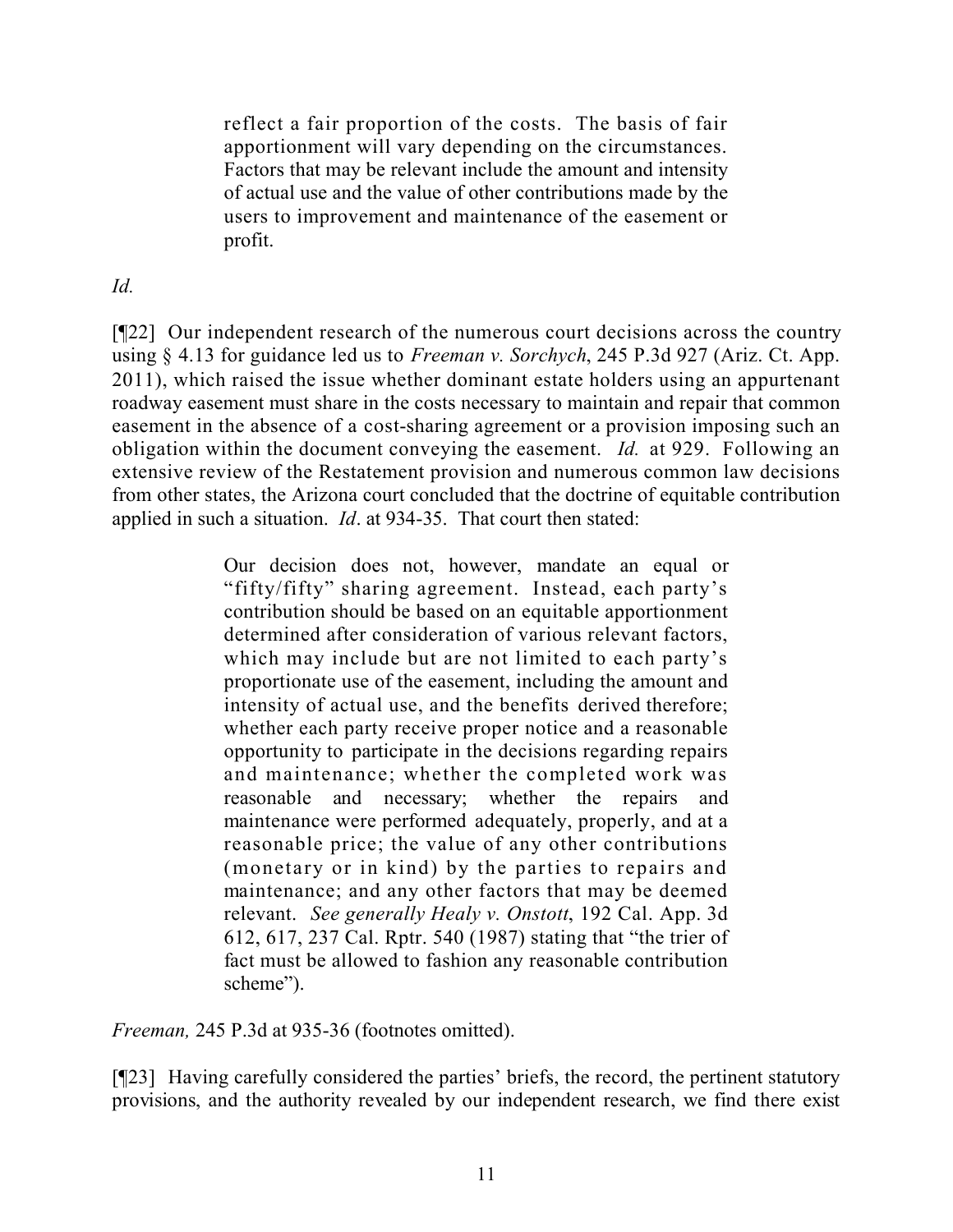> reflect a fair proportion of the costs. The basis of fair apportionment will vary depending on the circumstances. Factors that may be relevant include the amount and intensity of actual use and the value of other contributions made by the users to improvement and maintenance of the easement or profit.

*Id.*

[¶22] Our independent research of the numerous court decisions across the country using § 4.13 for guidance led us to *Freeman v. Sorchych*, 245 P.3d 927 (Ariz. Ct. App. 2011), which raised the issue whether dominant estate holders using an appurtenant roadway easement must share in the costs necessary to maintain and repair that common easement in the absence of a cost-sharing agreement or a provision imposing such an obligation within the document conveying the easement. *Id.* at 929. Following an extensive review of the Restatement provision and numerous common law decisions from other states, the Arizona court concluded that the doctrine of equitable contribution applied in such a situation. *Id*. at 934-35. That court then stated:

> Our decision does not, however, mandate an equal or "fifty/fifty" sharing agreement. Instead, each party's contribution should be based on an equitable apportionment determined after consideration of various relevant factors, which may include but are not limited to each party's proportionate use of the easement, including the amount and intensity of actual use, and the benefits derived therefore; whether each party receive proper notice and a reasonable opportunity to participate in the decisions regarding repairs and maintenance; whether the completed work was reasonable and necessary; whether the repairs and maintenance were performed adequately, properly, and at a reasonable price; the value of any other contributions (monetary or in kind) by the parties to repairs and maintenance; and any other factors that may be deemed relevant. *See generally Healy v. Onstott*, 192 Cal. App. 3d 612, 617, 237 Cal. Rptr. 540 (1987) stating that "the trier of fact must be allowed to fashion any reasonable contribution scheme").

*Freeman,* 245 P.3d at 935-36 (footnotes omitted).

[¶23] Having carefully considered the parties' briefs, the record, the pertinent statutory provisions, and the authority revealed by our independent research, we find there exist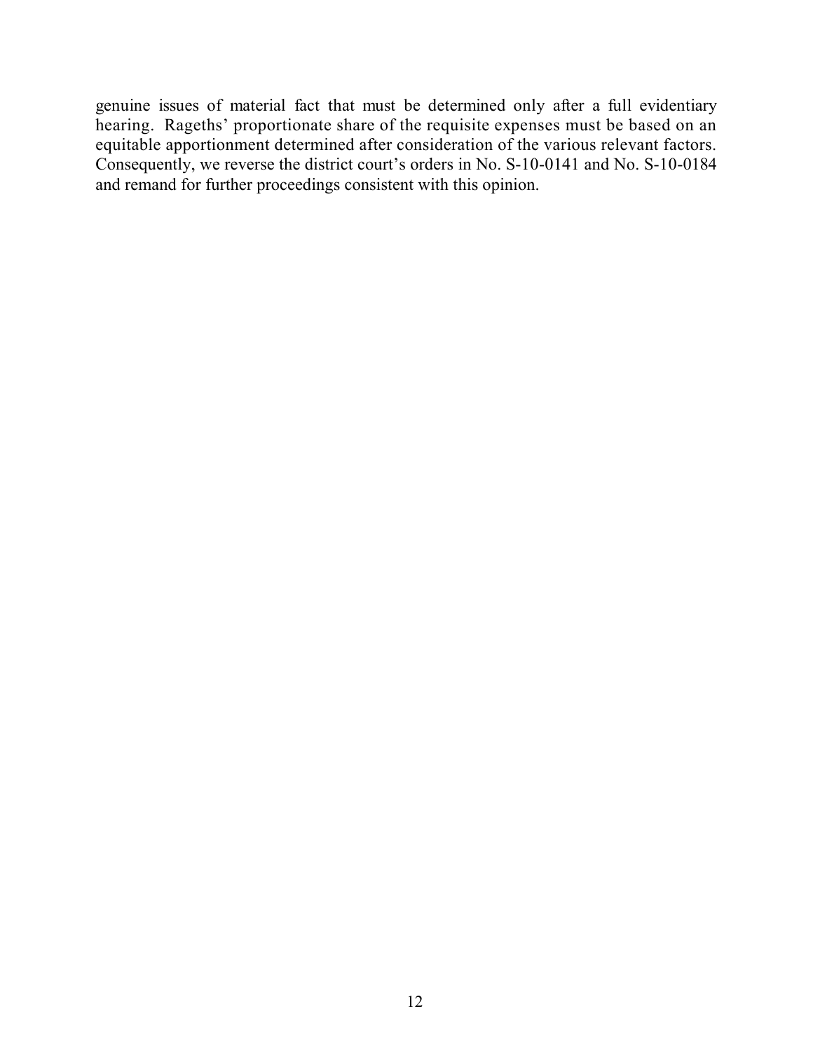genuine issues of material fact that must be determined only after a full evidentiary hearing. Rageths' proportionate share of the requisite expenses must be based on an equitable apportionment determined after consideration of the various relevant factors. Consequently, we reverse the district court's orders in No. S-10-0141 and No. S-10-0184 and remand for further proceedings consistent with this opinion.